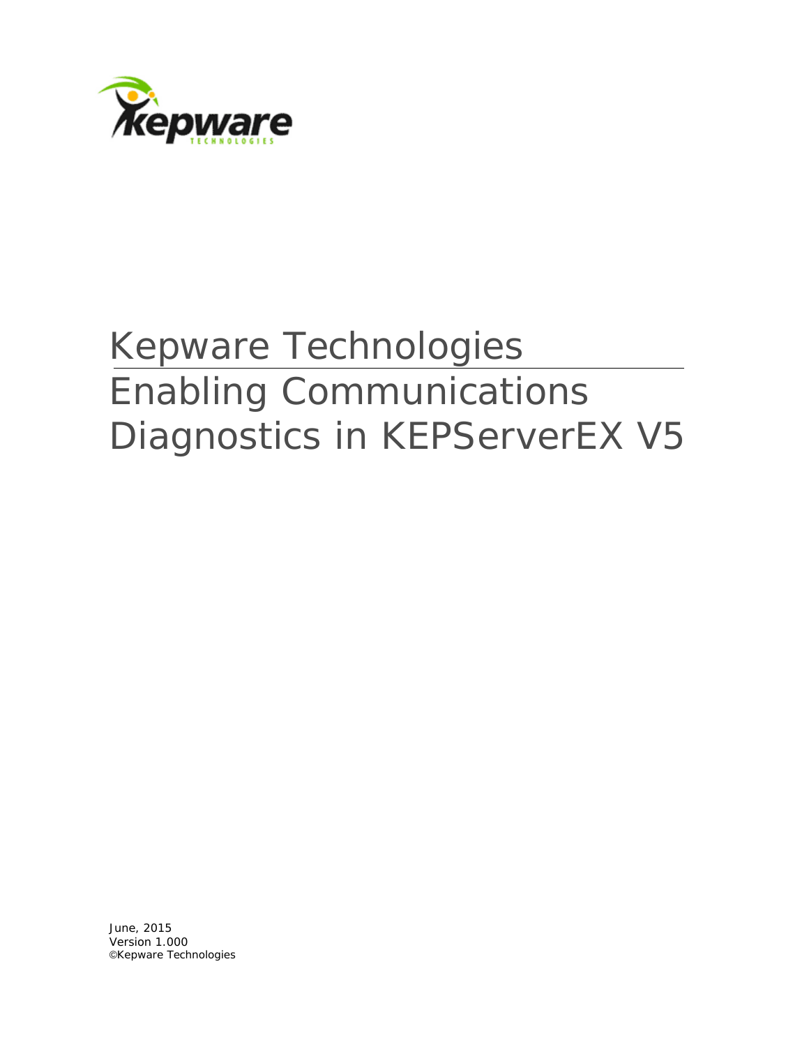# Kepware Technologies

# Enabling Communications Diagnostics in KEPServerEX V5

June, 2015
Version 1.000
©Kepware Technologies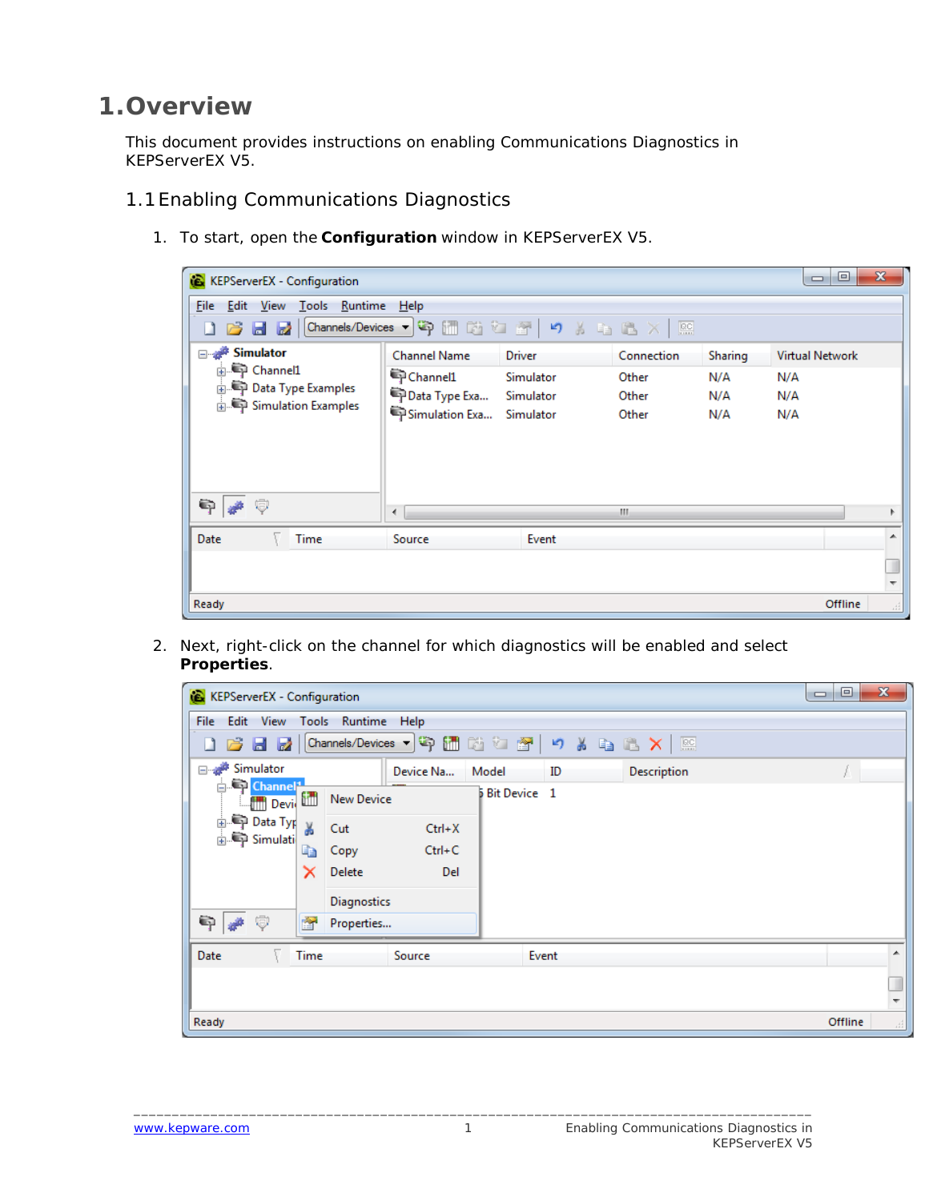# 1. Overview

This document provides instructions on enabling Communications Diagnostics in KEPServerEX V5.

## 1.1 Enabling Communications Diagnostics

1. To start, open the **Configuration** window in KEPServerEX V5.

2. Next, right-click on the channel for which diagnostics will be enabled and select **Properties**.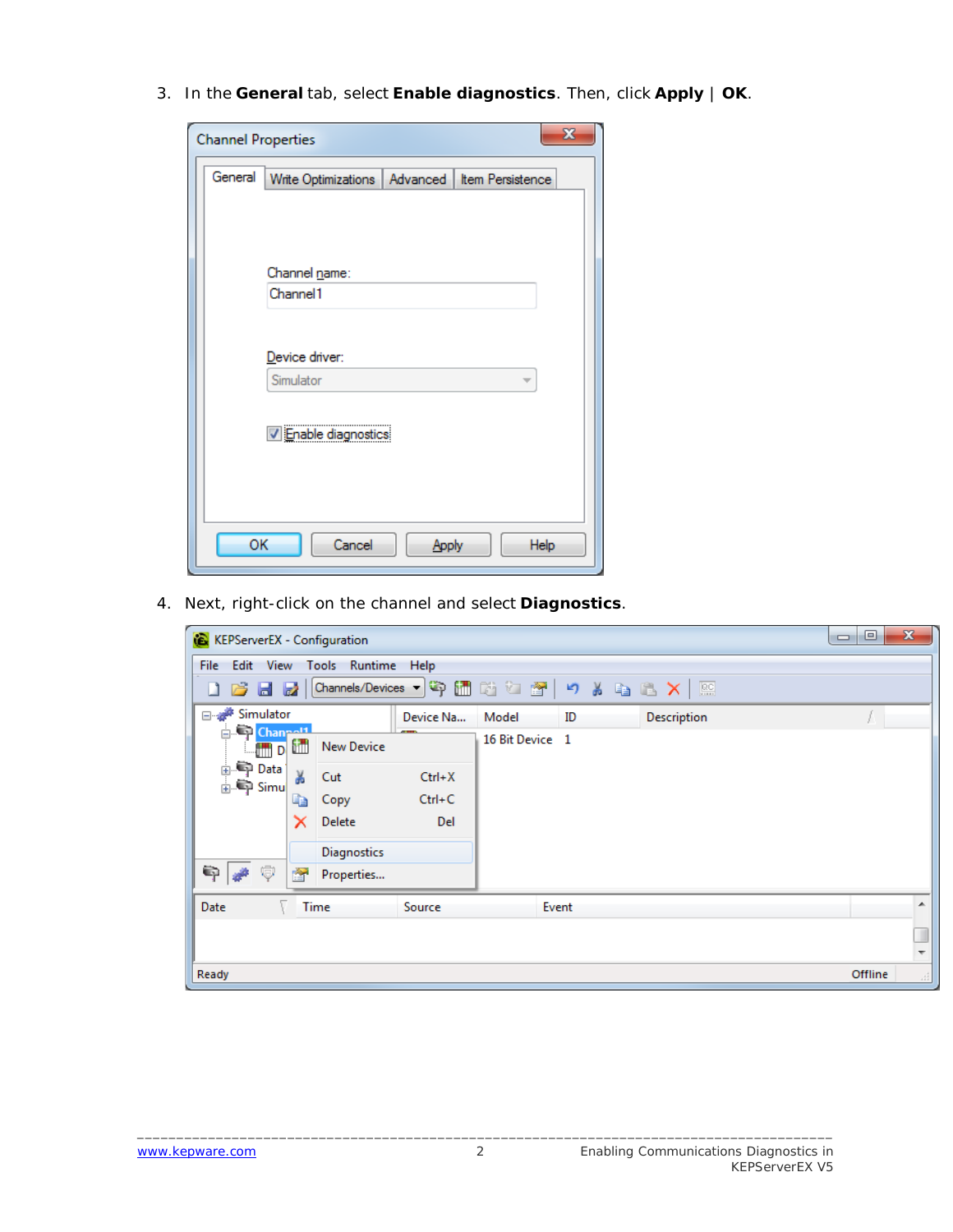3. In the **General** tab, select **Enable diagnostics**. Then, click **Apply** | **OK**.

4. Next, right-click on the channel and select **Diagnostics**.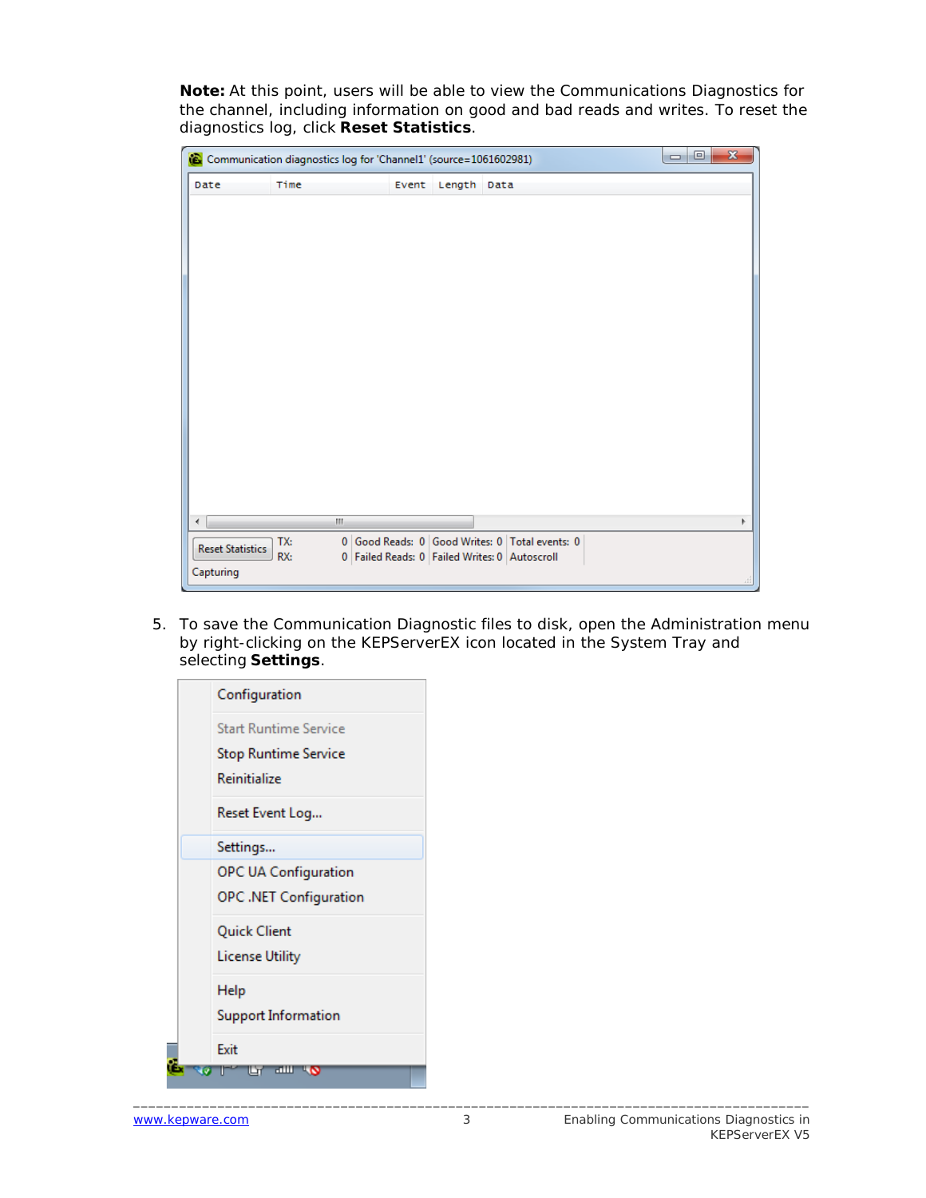**Note:** At this point, users will be able to view the Communications Diagnostics for the channel, including information on good and bad reads and writes. To reset the diagnostics log, click **Reset Statistics**.

5. To save the Communication Diagnostic files to disk, open the Administration menu by right-clicking on the KEPServerEX icon located in the System Tray and selecting **Settings**.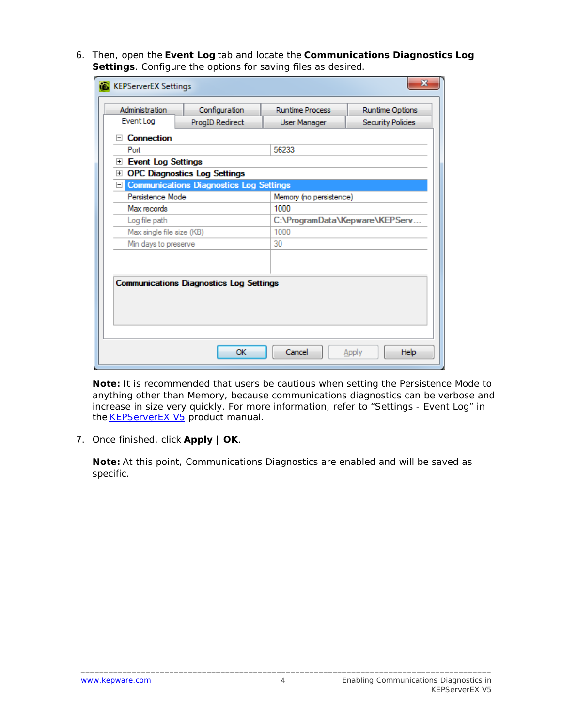6. Then, open the **Event Log** tab and locate the **Communications Diagnostics Log Settings**. Configure the options for saving files as desired.

   **Note:** It is recommended that users be cautious when setting the Persistence Mode to anything other than Memory, because communications diagnostics can be verbose and increase in size very quickly. For more information, refer to "Settings - Event Log" in the KEPServerEX V5 product manual.

7. Once finished, click **Apply** | **OK**.

   **Note:** At this point, Communications Diagnostics are enabled and will be saved as specific.